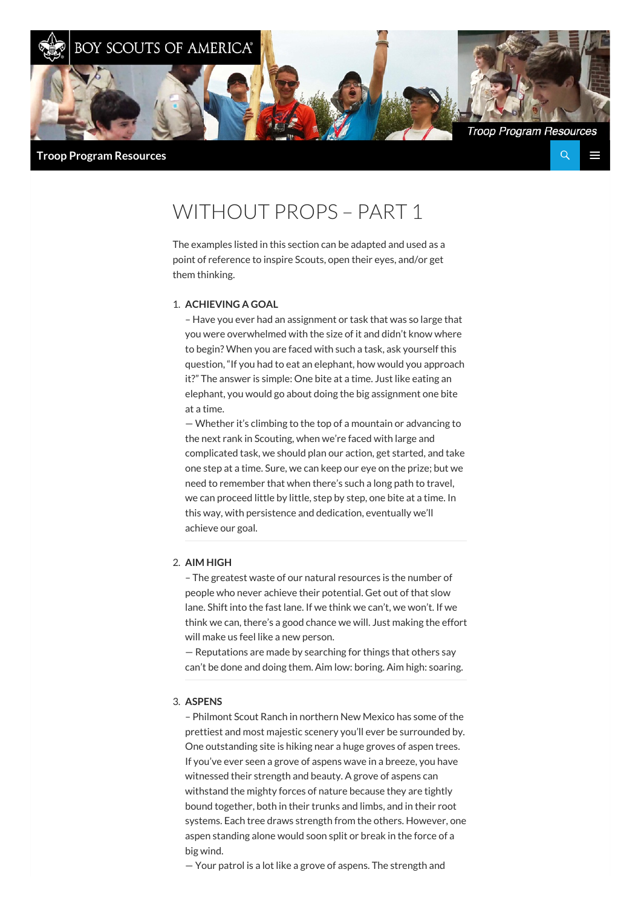# WITHOUT PROPS – PART 1

The examples listed in this section can be adapted and used as a point of reference to inspire Scouts, open their eyes, and/or get them thinking.

1. **ACHIEVING A GOAL**
   – Have you ever had an assignment or task that was so large that you were overwhelmed with the size of it and didn't know where to begin? When you are faced with such a task, ask yourself this question, "If you had to eat an elephant, how would you approach it?" The answer is simple: One bite at a time. Just like eating an elephant, you would go about doing the big assignment one bite at a time.
   — Whether it's climbing to the top of a mountain or advancing to the next rank in Scouting, when we're faced with large and complicated task, we should plan our action, get started, and take one step at a time. Sure, we can keep our eye on the prize; but we need to remember that when there's such a long path to travel, we can proceed little by little, step by step, one bite at a time. In this way, with persistence and dedication, eventually we'll achieve our goal.

2. **AIM HIGH**
   – The greatest waste of our natural resources is the number of people who never achieve their potential. Get out of that slow lane. Shift into the fast lane. If we think we can't, we won't. If we think we can, there's a good chance we will. Just making the effort will make us feel like a new person.
   — Reputations are made by searching for things that others say can't be done and doing them. Aim low: boring. Aim high: soaring.

3. **ASPENS**
   – Philmont Scout Ranch in northern New Mexico has some of the prettiest and most majestic scenery you'll ever be surrounded by. One outstanding site is hiking near a huge groves of aspen trees. If you've ever seen a grove of aspens wave in a breeze, you have witnessed their strength and beauty. A grove of aspens can withstand the mighty forces of nature because they are tightly bound together, both in their trunks and limbs, and in their root systems. Each tree draws strength from the others. However, one aspen standing alone would soon split or break in the force of a big wind.
   — Your patrol is a lot like a grove of aspens. The strength and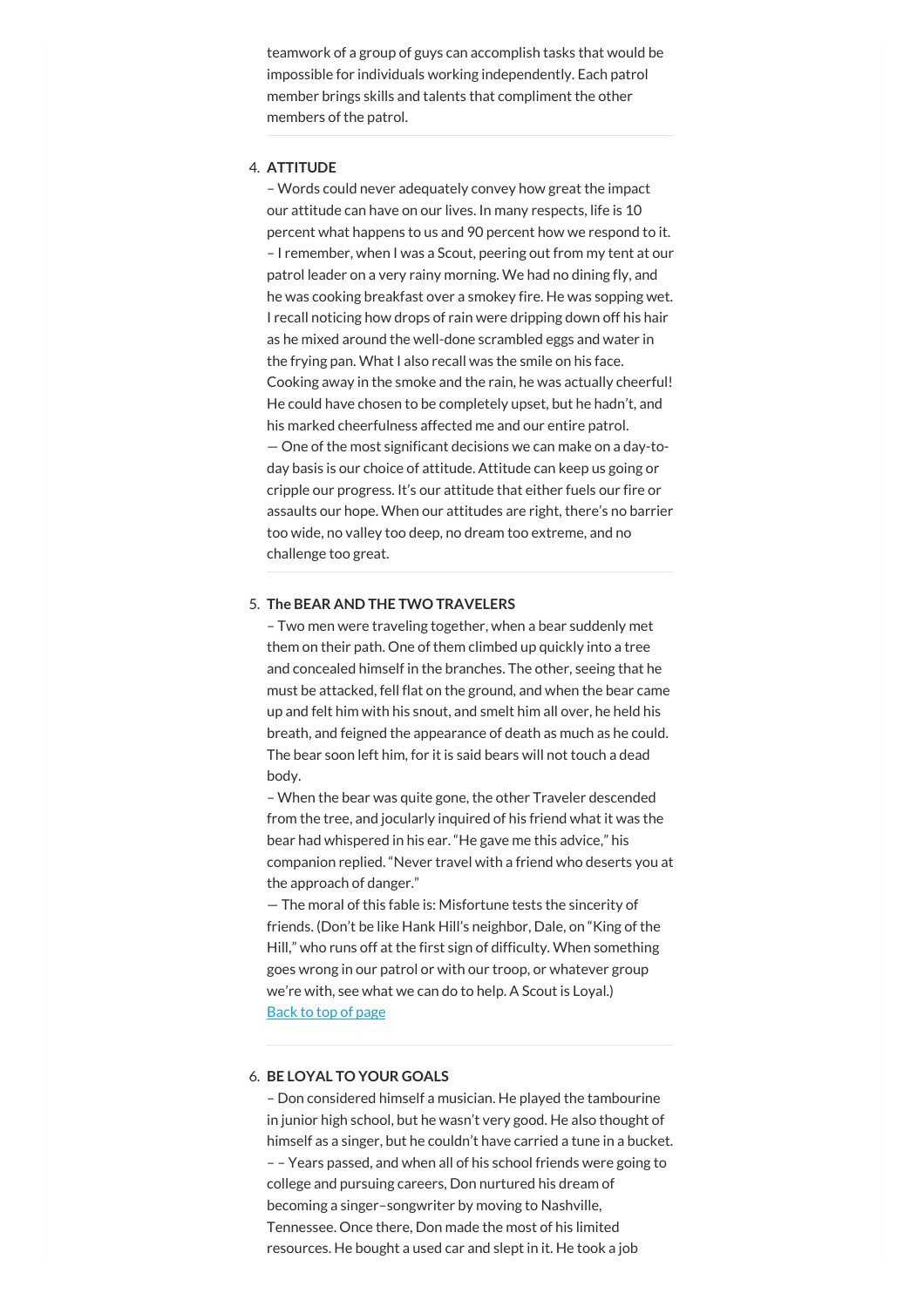teamwork of a group of guys can accomplish tasks that would be impossible for individuals working independently. Each patrol member brings skills and talents that compliment the other members of the patrol.

---

4. **ATTITUDE**
 – Words could never adequately convey how great the impact our attitude can have on our lives. In many respects, life is 10 percent what happens to us and 90 percent how we respond to it.
 – I remember, when I was a Scout, peering out from my tent at our patrol leader on a very rainy morning. We had no dining fly, and he was cooking breakfast over a smokey fire. He was sopping wet. I recall noticing how drops of rain were dripping down off his hair as he mixed around the well-done scrambled eggs and water in the frying pan. What I also recall was the smile on his face. Cooking away in the smoke and the rain, he was actually cheerful! He could have chosen to be completely upset, but he hadn't, and his marked cheerfulness affected me and our entire patrol.
 — One of the most significant decisions we can make on a day-to-day basis is our choice of attitude. Attitude can keep us going or cripple our progress. It's our attitude that either fuels our fire or assaults our hope. When our attitudes are right, there's no barrier too wide, no valley too deep, no dream too extreme, and no challenge too great.

---

5. **The BEAR AND THE TWO TRAVELERS**
 – Two men were traveling together, when a bear suddenly met them on their path. One of them climbed up quickly into a tree and concealed himself in the branches. The other, seeing that he must be attacked, fell flat on the ground, and when the bear came up and felt him with his snout, and smelt him all over, he held his breath, and feigned the appearance of death as much as he could. The bear soon left him, for it is said bears will not touch a dead body.
 – When the bear was quite gone, the other Traveler descended from the tree, and jocularly inquired of his friend what it was the bear had whispered in his ear. "He gave me this advice," his companion replied. "Never travel with a friend who deserts you at the approach of danger."
 — The moral of this fable is: Misfortune tests the sincerity of friends. (Don't be like Hank Hill's neighbor, Dale, on "King of the Hill," who runs off at the first sign of difficulty. When something goes wrong in our patrol or with our troop, or whatever group we're with, see what we can do to help. A Scout is Loyal.)
 [Back to top of page](#)

---

6. **BE LOYAL TO YOUR GOALS**
 – Don considered himself a musician. He played the tambourine in junior high school, but he wasn't very good. He also thought of himself as a singer, but he couldn't have carried a tune in a bucket.
 – – Years passed, and when all of his school friends were going to college and pursuing careers, Don nurtured his dream of becoming a singer–songwriter by moving to Nashville, Tennessee. Once there, Don made the most of his limited resources. He bought a used car and slept in it. He took a job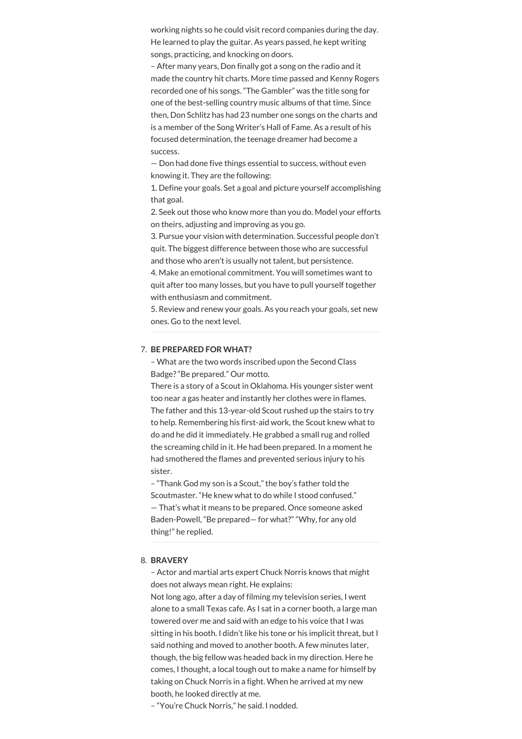working nights so he could visit record companies during the day. He learned to play the guitar. As years passed, he kept writing songs, practicing, and knocking on doors.

– After many years, Don finally got a song on the radio and it made the country hit charts. More time passed and Kenny Rogers recorded one of his songs. “The Gambler” was the title song for one of the best-selling country music albums of that time. Since then, Don Schlitz has had 23 number one songs on the charts and is a member of the Song Writer’s Hall of Fame. As a result of his focused determination, the teenage dreamer had become a success.

— Don had done five things essential to success, without even knowing it. They are the following:

1. Define your goals. Set a goal and picture yourself accomplishing that goal.
2. Seek out those who know more than you do. Model your efforts on theirs, adjusting and improving as you go.
3. Pursue your vision with determination. Successful people don’t quit. The biggest difference between those who are successful and those who aren’t is usually not talent, but persistence.
4. Make an emotional commitment. You will sometimes want to quit after too many losses, but you have to pull yourself together with enthusiasm and commitment.
5. Review and renew your goals. As you reach your goals, set new ones. Go to the next level.

---

7. **BE PREPARED FOR WHAT?**

– What are the two words inscribed upon the Second Class Badge? “Be prepared.” Our motto.

There is a story of a Scout in Oklahoma. His younger sister went too near a gas heater and instantly her clothes were in flames. The father and this 13-year-old Scout rushed up the stairs to try to help. Remembering his first-aid work, the Scout knew what to do and he did it immediately. He grabbed a small rug and rolled the screaming child in it. He had been prepared. In a moment he had smothered the flames and prevented serious injury to his sister.

– “Thank God my son is a Scout,” the boy’s father told the Scoutmaster. “He knew what to do while I stood confused.”

— That’s what it means to be prepared. Once someone asked Baden-Powell, “Be prepared— for what?” “Why, for any old thing!” he replied.

---

8. **BRAVERY**

– Actor and martial arts expert Chuck Norris knows that might does not always mean right. He explains:

Not long ago, after a day of filming my television series, I went alone to a small Texas cafe. As I sat in a corner booth, a large man towered over me and said with an edge to his voice that I was sitting in his booth. I didn’t like his tone or his implicit threat, but I said nothing and moved to another booth. A few minutes later, though, the big fellow was headed back in my direction. Here he comes, I thought, a local tough out to make a name for himself by taking on Chuck Norris in a fight. When he arrived at my new booth, he looked directly at me.

– “You’re Chuck Norris,” he said. I nodded.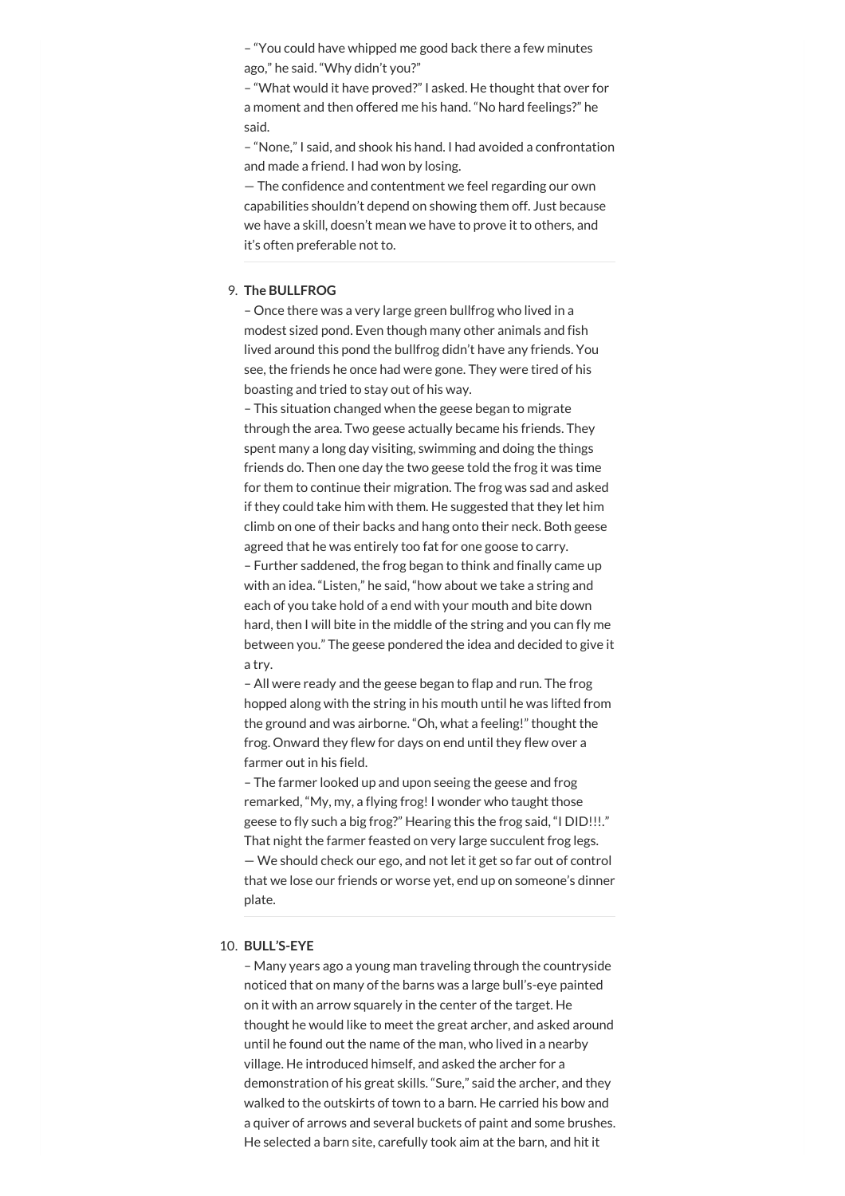– "You could have whipped me good back there a few minutes ago," he said. "Why didn't you?"

– "What would it have proved?" I asked. He thought that over for a moment and then offered me his hand. "No hard feelings?" he said.

– "None," I said, and shook his hand. I had avoided a confrontation and made a friend. I had won by losing.

— The confidence and contentment we feel regarding our own capabilities shouldn't depend on showing them off. Just because we have a skill, doesn't mean we have to prove it to others, and it's often preferable not to.

---

9. **The BULLFROG**

– Once there was a very large green bullfrog who lived in a modest sized pond. Even though many other animals and fish lived around this pond the bullfrog didn't have any friends. You see, the friends he once had were gone. They were tired of his boasting and tried to stay out of his way.

– This situation changed when the geese began to migrate through the area. Two geese actually became his friends. They spent many a long day visiting, swimming and doing the things friends do. Then one day the two geese told the frog it was time for them to continue their migration. The frog was sad and asked if they could take him with them. He suggested that they let him climb on one of their backs and hang onto their neck. Both geese agreed that he was entirely too fat for one goose to carry.

– Further saddened, the frog began to think and finally came up with an idea. "Listen," he said, "how about we take a string and each of you take hold of a end with your mouth and bite down hard, then I will bite in the middle of the string and you can fly me between you." The geese pondered the idea and decided to give it a try.

– All were ready and the geese began to flap and run. The frog hopped along with the string in his mouth until he was lifted from the ground and was airborne. "Oh, what a feeling!" thought the frog. Onward they flew for days on end until they flew over a farmer out in his field.

– The farmer looked up and upon seeing the geese and frog remarked, "My, my, a flying frog! I wonder who taught those geese to fly such a big frog?" Hearing this the frog said, "I DID!!!." That night the farmer feasted on very large succulent frog legs.

— We should check our ego, and not let it get so far out of control that we lose our friends or worse yet, end up on someone's dinner plate.

---

10. **BULL'S-EYE**

– Many years ago a young man traveling through the countryside noticed that on many of the barns was a large bull's-eye painted on it with an arrow squarely in the center of the target. He thought he would like to meet the great archer, and asked around until he found out the name of the man, who lived in a nearby village. He introduced himself, and asked the archer for a demonstration of his great skills. "Sure," said the archer, and they walked to the outskirts of town to a barn. He carried his bow and a quiver of arrows and several buckets of paint and some brushes. He selected a barn site, carefully took aim at the barn, and hit it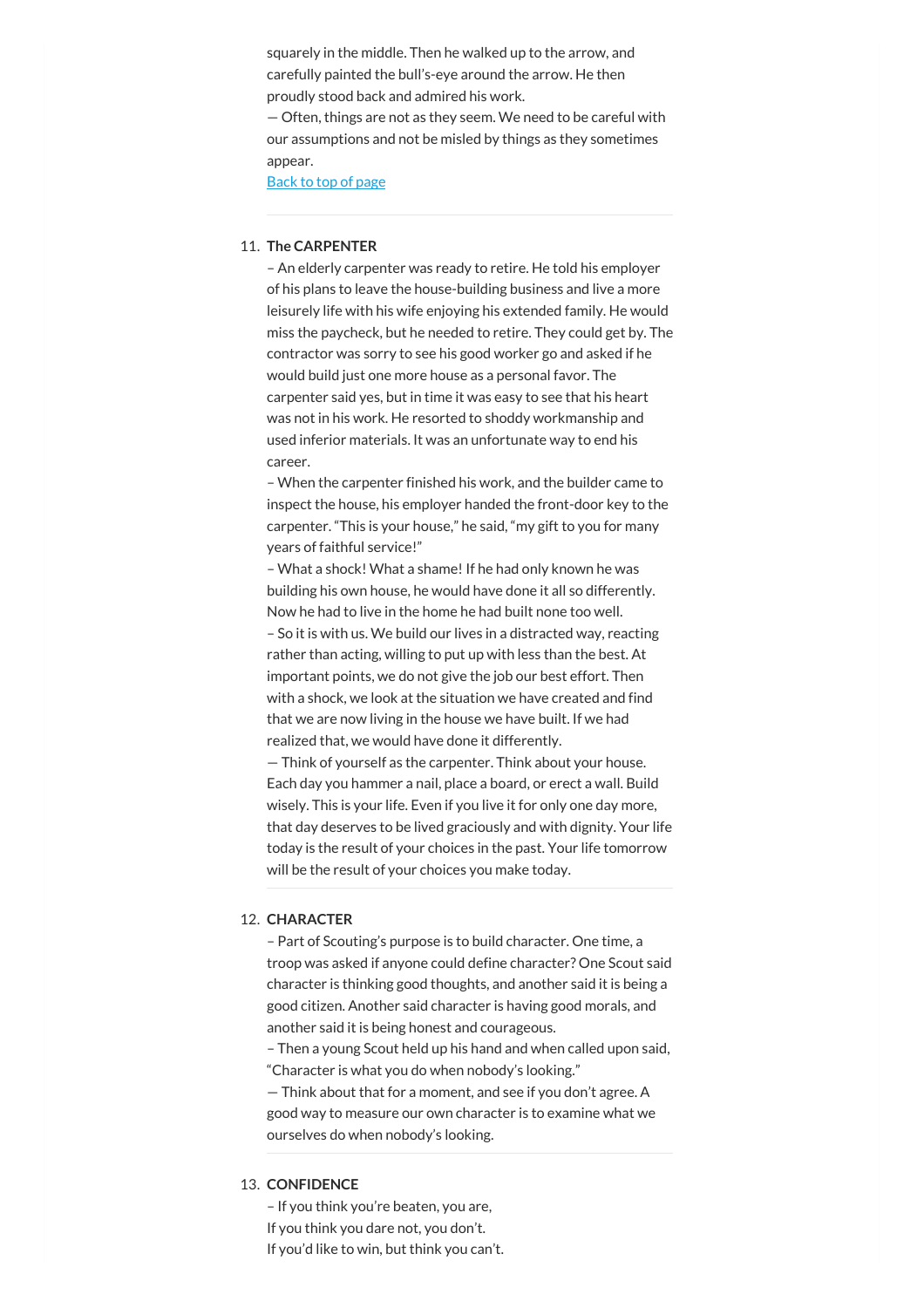squarely in the middle. Then he walked up to the arrow, and carefully painted the bull's-eye around the arrow. He then proudly stood back and admired his work.
— Often, things are not as they seem. We need to be careful with our assumptions and not be misled by things as they sometimes appear.
[Back to top of page]

---

11. **The CARPENTER**
– An elderly carpenter was ready to retire. He told his employer of his plans to leave the house-building business and live a more leisurely life with his wife enjoying his extended family. He would miss the paycheck, but he needed to retire. They could get by. The contractor was sorry to see his good worker go and asked if he would build just one more house as a personal favor. The carpenter said yes, but in time it was easy to see that his heart was not in his work. He resorted to shoddy workmanship and used inferior materials. It was an unfortunate way to end his career.
– When the carpenter finished his work, and the builder came to inspect the house, his employer handed the front-door key to the carpenter. "This is your house," he said, "my gift to you for many years of faithful service!"
– What a shock! What a shame! If he had only known he was building his own house, he would have done it all so differently. Now he had to live in the home he had built none too well.
– So it is with us. We build our lives in a distracted way, reacting rather than acting, willing to put up with less than the best. At important points, we do not give the job our best effort. Then with a shock, we look at the situation we have created and find that we are now living in the house we have built. If we had realized that, we would have done it differently.
— Think of yourself as the carpenter. Think about your house. Each day you hammer a nail, place a board, or erect a wall. Build wisely. This is your life. Even if you live it for only one day more, that day deserves to be lived graciously and with dignity. Your life today is the result of your choices in the past. Your life tomorrow will be the result of your choices you make today.

---

12. **CHARACTER**
– Part of Scouting's purpose is to build character. One time, a troop was asked if anyone could define character? One Scout said character is thinking good thoughts, and another said it is being a good citizen. Another said character is having good morals, and another said it is being honest and courageous.
– Then a young Scout held up his hand and when called upon said, "Character is what you do when nobody's looking."
— Think about that for a moment, and see if you don't agree. A good way to measure our own character is to examine what we ourselves do when nobody's looking.

---

13. **CONFIDENCE**
– If you think you're beaten, you are,
If you think you dare not, you don't.
If you'd like to win, but think you can't.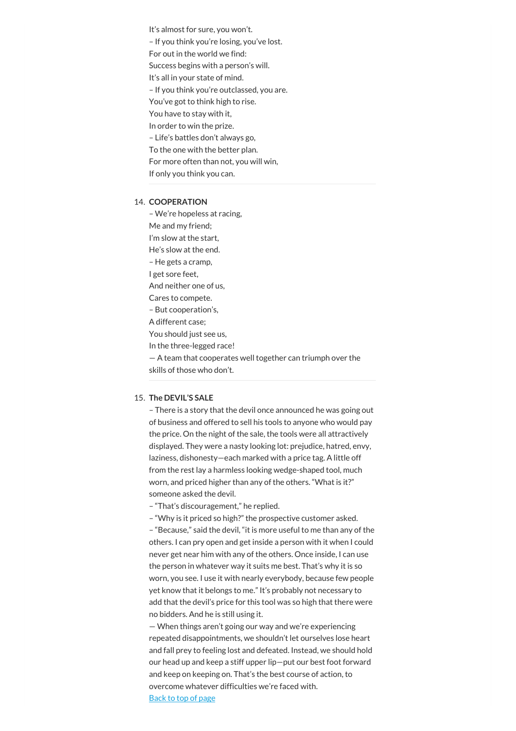It's almost for sure, you won't.
– If you think you're losing, you've lost.
For out in the world we find:
Success begins with a person's will.
It's all in your state of mind.
– If you think you're outclassed, you are.
You've got to think high to rise.
You have to stay with it,
In order to win the prize.
– Life's battles don't always go,
To the one with the better plan.
For more often than not, you will win,
If only you think you can.

---

14. **COOPERATION**
– We're hopeless at racing,
Me and my friend;
I'm slow at the start,
He's slow at the end.
– He gets a cramp,
I get sore feet,
And neither one of us,
Cares to compete.
– But cooperation's,
A different case;
You should just see us,
In the three-legged race!
— A team that cooperates well together can triumph over the skills of those who don't.

---

15. **The DEVIL'S SALE**
– There is a story that the devil once announced he was going out of business and offered to sell his tools to anyone who would pay the price. On the night of the sale, the tools were all attractively displayed. They were a nasty looking lot: prejudice, hatred, envy, laziness, dishonesty—each marked with a price tag. A little off from the rest lay a harmless looking wedge-shaped tool, much worn, and priced higher than any of the others. "What is it?" someone asked the devil.
– "That's discouragement," he replied.
– "Why is it priced so high?" the prospective customer asked.
– "Because," said the devil, "it is more useful to me than any of the others. I can pry open and get inside a person with it when I could never get near him with any of the others. Once inside, I can use the person in whatever way it suits me best. That's why it is so worn, you see. I use it with nearly everybody, because few people yet know that it belongs to me." It's probably not necessary to add that the devil's price for this tool was so high that there were no bidders. And he is still using it.
— When things aren't going our way and we're experiencing repeated disappointments, we shouldn't let ourselves lose heart and fall prey to feeling lost and defeated. Instead, we should hold our head up and keep a stiff upper lip—put our best foot forward and keep on keeping on. That's the best course of action, to overcome whatever difficulties we're faced with.
[Back to top of page]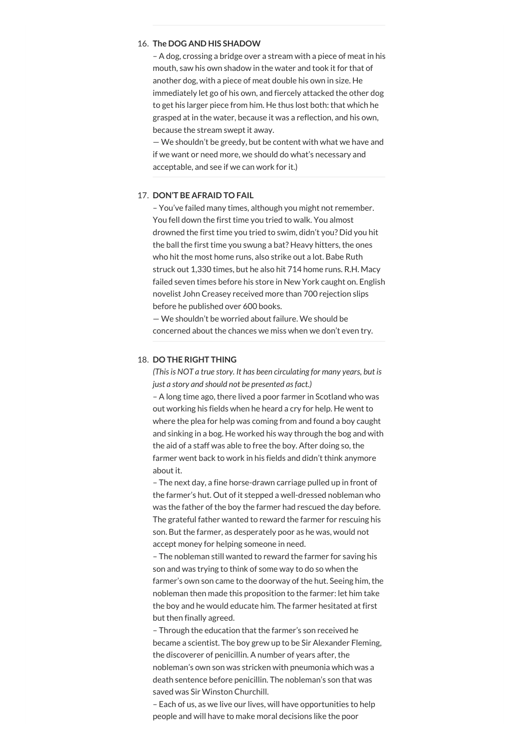16. **The DOG AND HIS SHADOW**
– A dog, crossing a bridge over a stream with a piece of meat in his mouth, saw his own shadow in the water and took it for that of another dog, with a piece of meat double his own in size. He immediately let go of his own, and fiercely attacked the other dog to get his larger piece from him. He thus lost both: that which he grasped at in the water, because it was a reflection, and his own, because the stream swept it away.
— We shouldn't be greedy, but be content with what we have and if we want or need more, we should do what's necessary and acceptable, and see if we can work for it.)

17. **DON'T BE AFRAID TO FAIL**
– You've failed many times, although you might not remember. You fell down the first time you tried to walk. You almost drowned the first time you tried to swim, didn't you? Did you hit the ball the first time you swung a bat? Heavy hitters, the ones who hit the most home runs, also strike out a lot. Babe Ruth struck out 1,330 times, but he also hit 714 home runs. R.H. Macy failed seven times before his store in New York caught on. English novelist John Creasey received more than 700 rejection slips before he published over 600 books.
— We shouldn't be worried about failure. We should be concerned about the chances we miss when we don't even try.

18. **DO THE RIGHT THING**
*(This is NOT a true story. It has been circulating for many years, but is just a story and should not be presented as fact.)*
– A long time ago, there lived a poor farmer in Scotland who was out working his fields when he heard a cry for help. He went to where the plea for help was coming from and found a boy caught and sinking in a bog. He worked his way through the bog and with the aid of a staff was able to free the boy. After doing so, the farmer went back to work in his fields and didn't think anymore about it.
– The next day, a fine horse-drawn carriage pulled up in front of the farmer's hut. Out of it stepped a well-dressed nobleman who was the father of the boy the farmer had rescued the day before. The grateful father wanted to reward the farmer for rescuing his son. But the farmer, as desperately poor as he was, would not accept money for helping someone in need.
– The nobleman still wanted to reward the farmer for saving his son and was trying to think of some way to do so when the farmer's own son came to the doorway of the hut. Seeing him, the nobleman then made this proposition to the farmer: let him take the boy and he would educate him. The farmer hesitated at first but then finally agreed.
– Through the education that the farmer's son received he became a scientist. The boy grew up to be Sir Alexander Fleming, the discoverer of penicillin. A number of years after, the nobleman's own son was stricken with pneumonia which was a death sentence before penicillin. The nobleman's son that was saved was Sir Winston Churchill.
– Each of us, as we live our lives, will have opportunities to help people and will have to make moral decisions like the poor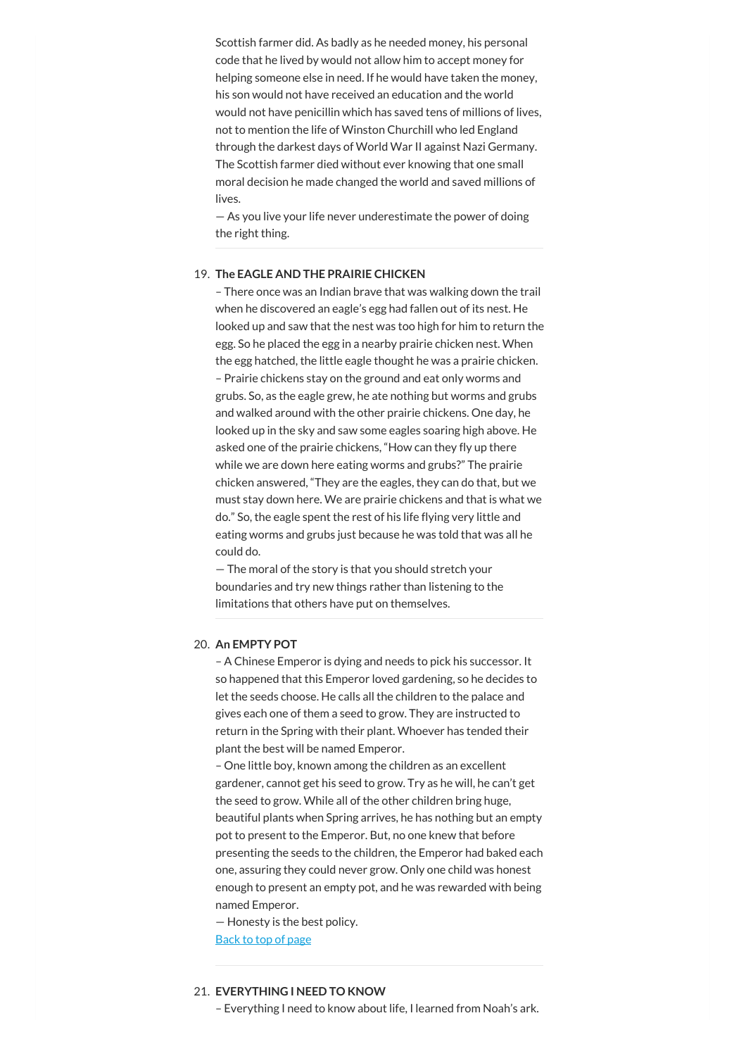Scottish farmer did. As badly as he needed money, his personal code that he lived by would not allow him to accept money for helping someone else in need. If he would have taken the money, his son would not have received an education and the world would not have penicillin which has saved tens of millions of lives, not to mention the life of Winston Churchill who led England through the darkest days of World War II against Nazi Germany. The Scottish farmer died without ever knowing that one small moral decision he made changed the world and saved millions of lives.
— As you live your life never underestimate the power of doing the right thing.

---

19. **The EAGLE AND THE PRAIRIE CHICKEN**
– There once was an Indian brave that was walking down the trail when he discovered an eagle's egg had fallen out of its nest. He looked up and saw that the nest was too high for him to return the egg. So he placed the egg in a nearby prairie chicken nest. When the egg hatched, the little eagle thought he was a prairie chicken.
– Prairie chickens stay on the ground and eat only worms and grubs. So, as the eagle grew, he ate nothing but worms and grubs and walked around with the other prairie chickens. One day, he looked up in the sky and saw some eagles soaring high above. He asked one of the prairie chickens, "How can they fly up there while we are down here eating worms and grubs?" The prairie chicken answered, "They are the eagles, they can do that, but we must stay down here. We are prairie chickens and that is what we do." So, the eagle spent the rest of his life flying very little and eating worms and grubs just because he was told that was all he could do.
— The moral of the story is that you should stretch your boundaries and try new things rather than listening to the limitations that others have put on themselves.

---

20. **An EMPTY POT**
– A Chinese Emperor is dying and needs to pick his successor. It so happened that this Emperor loved gardening, so he decides to let the seeds choose. He calls all the children to the palace and gives each one of them a seed to grow. They are instructed to return in the Spring with their plant. Whoever has tended their plant the best will be named Emperor.
– One little boy, known among the children as an excellent gardener, cannot get his seed to grow. Try as he will, he can't get the seed to grow. While all of the other children bring huge, beautiful plants when Spring arrives, he has nothing but an empty pot to present to the Emperor. But, no one knew that before presenting the seeds to the children, the Emperor had baked each one, assuring they could never grow. Only one child was honest enough to present an empty pot, and he was rewarded with being named Emperor.
— Honesty is the best policy.
[Back to top of page]

---

21. **EVERYTHING I NEED TO KNOW**
– Everything I need to know about life, I learned from Noah's ark.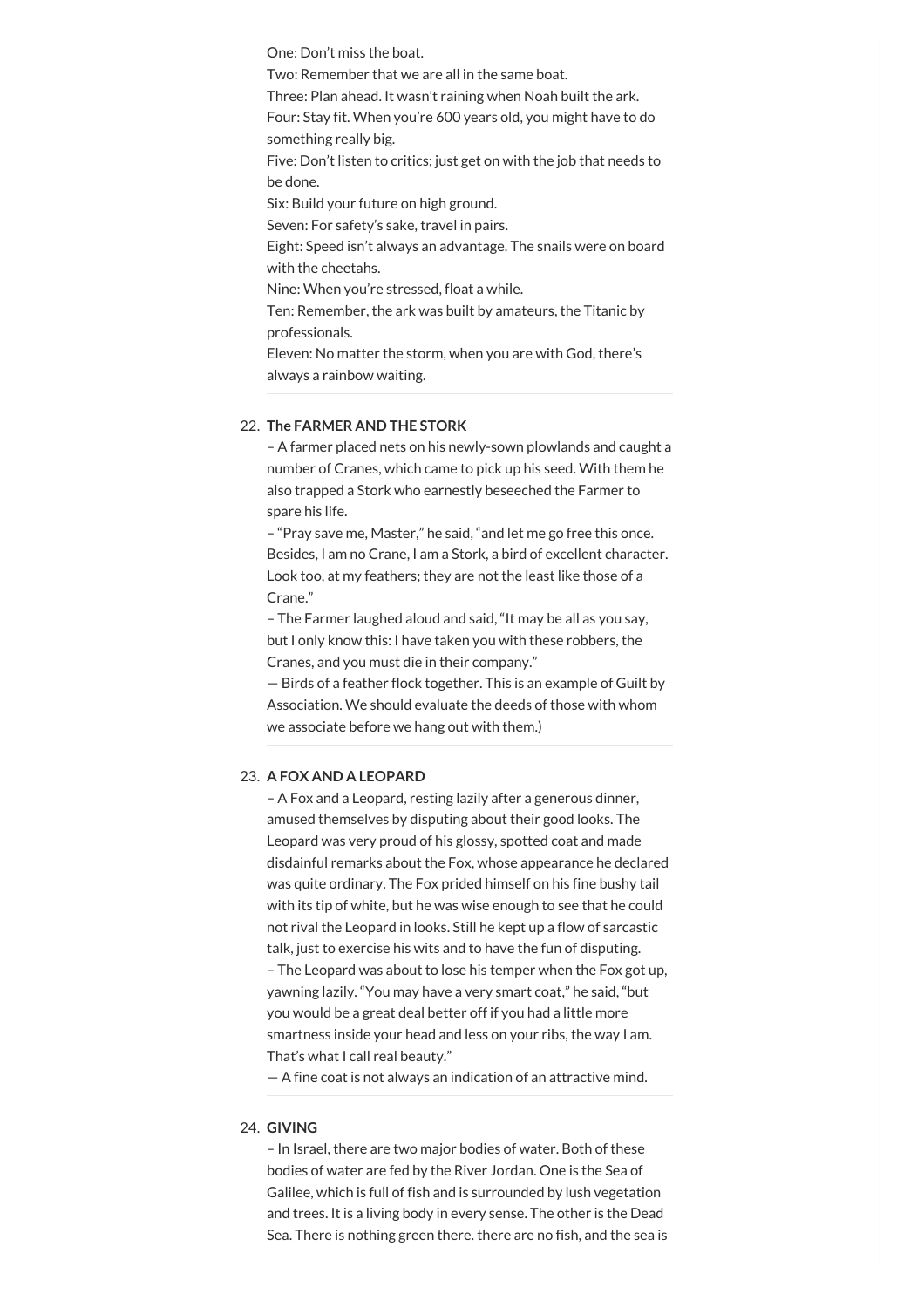One: Don't miss the boat.
Two: Remember that we are all in the same boat.
Three: Plan ahead. It wasn't raining when Noah built the ark.
Four: Stay fit. When you're 600 years old, you might have to do something really big.
Five: Don't listen to critics; just get on with the job that needs to be done.
Six: Build your future on high ground.
Seven: For safety's sake, travel in pairs.
Eight: Speed isn't always an advantage. The snails were on board with the cheetahs.
Nine: When you're stressed, float a while.
Ten: Remember, the ark was built by amateurs, the Titanic by professionals.
Eleven: No matter the storm, when you are with God, there's always a rainbow waiting.

---

22. **The FARMER AND THE STORK**

– A farmer placed nets on his newly-sown plowlands and caught a number of Cranes, which came to pick up his seed. With them he also trapped a Stork who earnestly beseeched the Farmer to spare his life.

– "Pray save me, Master," he said, "and let me go free this once. Besides, I am no Crane, I am a Stork, a bird of excellent character. Look too, at my feathers; they are not the least like those of a Crane."

– The Farmer laughed aloud and said, "It may be all as you say, but I only know this: I have taken you with these robbers, the Cranes, and you must die in their company."

— Birds of a feather flock together. This is an example of Guilt by Association. We should evaluate the deeds of those with whom we associate before we hang out with them.)

---

23. **A FOX AND A LEOPARD**

– A Fox and a Leopard, resting lazily after a generous dinner, amused themselves by disputing about their good looks. The Leopard was very proud of his glossy, spotted coat and made disdainful remarks about the Fox, whose appearance he declared was quite ordinary. The Fox prided himself on his fine bushy tail with its tip of white, but he was wise enough to see that he could not rival the Leopard in looks. Still he kept up a flow of sarcastic talk, just to exercise his wits and to have the fun of disputing.

– The Leopard was about to lose his temper when the Fox got up, yawning lazily. "You may have a very smart coat," he said, "but you would be a great deal better off if you had a little more smartness inside your head and less on your ribs, the way I am. That's what I call real beauty."

— A fine coat is not always an indication of an attractive mind.

---

24. **GIVING**

– In Israel, there are two major bodies of water. Both of these bodies of water are fed by the River Jordan. One is the Sea of Galilee, which is full of fish and is surrounded by lush vegetation and trees. It is a living body in every sense. The other is the Dead Sea. There is nothing green there. there are no fish, and the sea is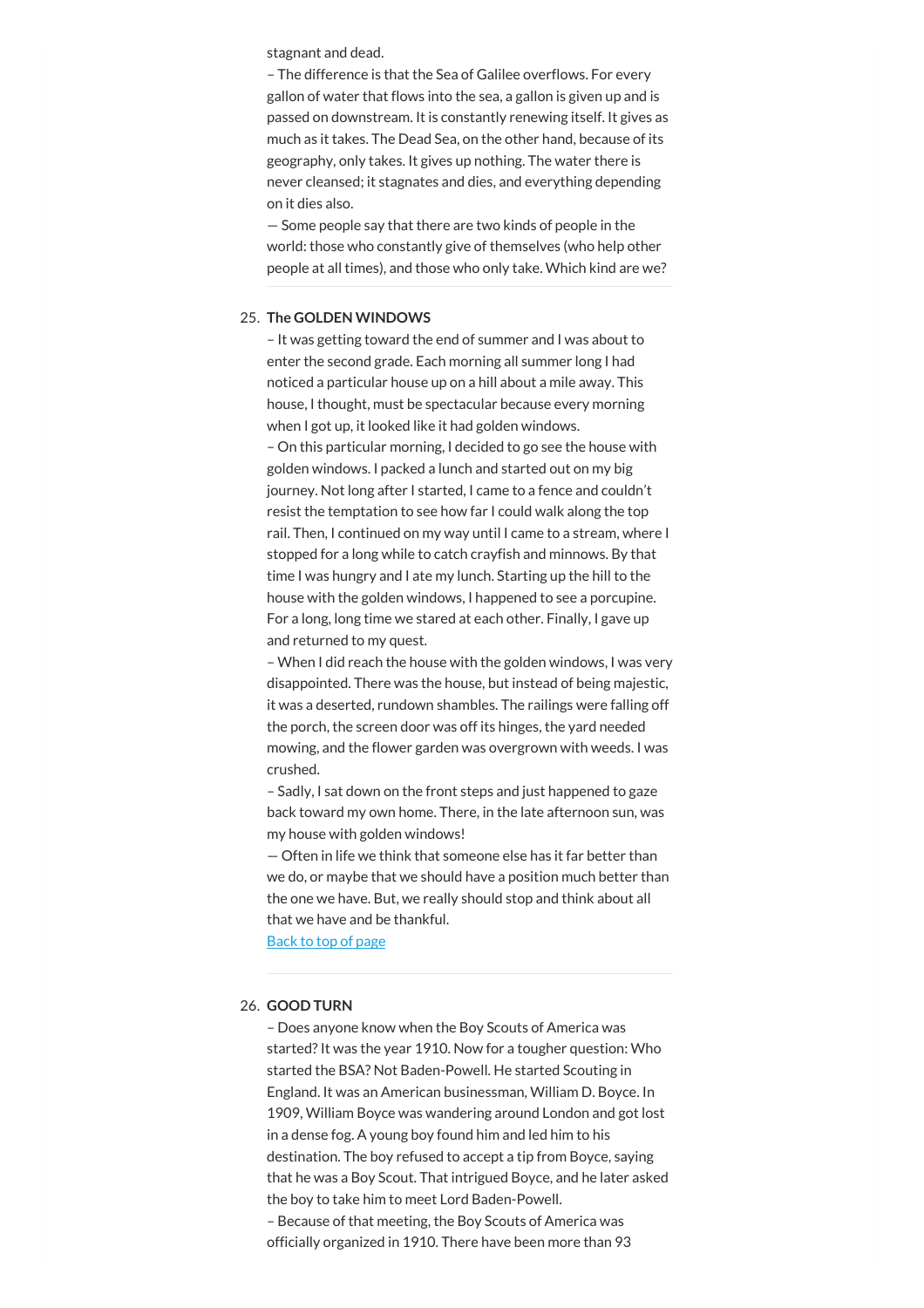stagnant and dead.

– The difference is that the Sea of Galilee overflows. For every gallon of water that flows into the sea, a gallon is given up and is passed on downstream. It is constantly renewing itself. It gives as much as it takes. The Dead Sea, on the other hand, because of its geography, only takes. It gives up nothing. The water there is never cleansed; it stagnates and dies, and everything depending on it dies also.

— Some people say that there are two kinds of people in the world: those who constantly give of themselves (who help other people at all times), and those who only take. Which kind are we?

---

25. **The GOLDEN WINDOWS**

– It was getting toward the end of summer and I was about to enter the second grade. Each morning all summer long I had noticed a particular house up on a hill about a mile away. This house, I thought, must be spectacular because every morning when I got up, it looked like it had golden windows.

– On this particular morning, I decided to go see the house with golden windows. I packed a lunch and started out on my big journey. Not long after I started, I came to a fence and couldn't resist the temptation to see how far I could walk along the top rail. Then, I continued on my way until I came to a stream, where I stopped for a long while to catch crayfish and minnows. By that time I was hungry and I ate my lunch. Starting up the hill to the house with the golden windows, I happened to see a porcupine. For a long, long time we stared at each other. Finally, I gave up and returned to my quest.

– When I did reach the house with the golden windows, I was very disappointed. There was the house, but instead of being majestic, it was a deserted, rundown shambles. The railings were falling off the porch, the screen door was off its hinges, the yard needed mowing, and the flower garden was overgrown with weeds. I was crushed.

– Sadly, I sat down on the front steps and just happened to gaze back toward my own home. There, in the late afternoon sun, was my house with golden windows!

— Often in life we think that someone else has it far better than we do, or maybe that we should have a position much better than the one we have. But, we really should stop and think about all that we have and be thankful.

Back to top of page

---

26. **GOOD TURN**

– Does anyone know when the Boy Scouts of America was started? It was the year 1910. Now for a tougher question: Who started the BSA? Not Baden-Powell. He started Scouting in England. It was an American businessman, William D. Boyce. In 1909, William Boyce was wandering around London and got lost in a dense fog. A young boy found him and led him to his destination. The boy refused to accept a tip from Boyce, saying that he was a Boy Scout. That intrigued Boyce, and he later asked the boy to take him to meet Lord Baden-Powell.

– Because of that meeting, the Boy Scouts of America was officially organized in 1910. There have been more than 93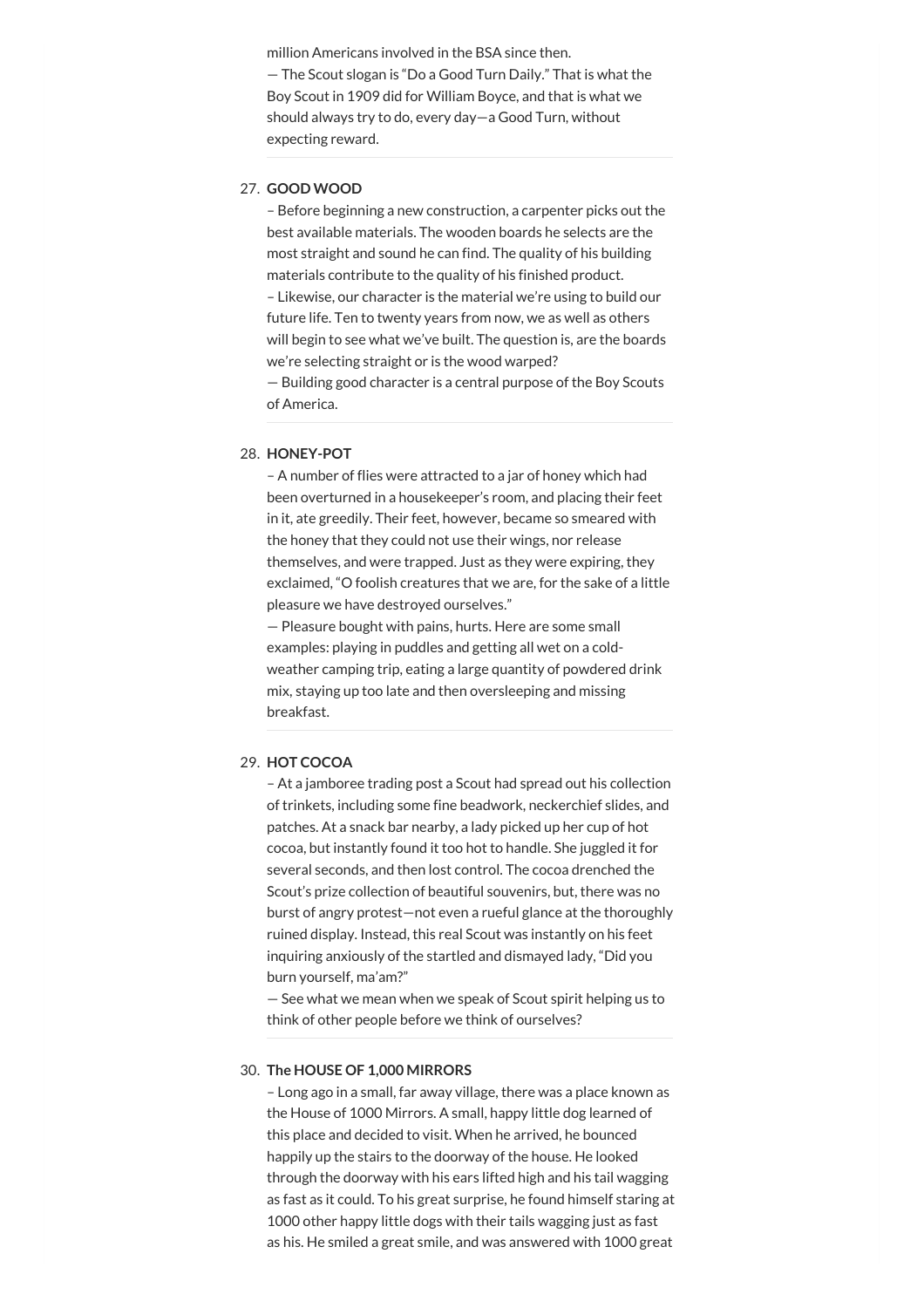million Americans involved in the BSA since then.
— The Scout slogan is "Do a Good Turn Daily." That is what the Boy Scout in 1909 did for William Boyce, and that is what we should always try to do, every day—a Good Turn, without expecting reward.

27. **GOOD WOOD**
– Before beginning a new construction, a carpenter picks out the best available materials. The wooden boards he selects are the most straight and sound he can find. The quality of his building materials contribute to the quality of his finished product.
– Likewise, our character is the material we're using to build our future life. Ten to twenty years from now, we as well as others will begin to see what we've built. The question is, are the boards we're selecting straight or is the wood warped?
— Building good character is a central purpose of the Boy Scouts of America.

28. **HONEY-POT**
– A number of flies were attracted to a jar of honey which had been overturned in a housekeeper's room, and placing their feet in it, ate greedily. Their feet, however, became so smeared with the honey that they could not use their wings, nor release themselves, and were trapped. Just as they were expiring, they exclaimed, "O foolish creatures that we are, for the sake of a little pleasure we have destroyed ourselves."
— Pleasure bought with pains, hurts. Here are some small examples: playing in puddles and getting all wet on a cold-weather camping trip, eating a large quantity of powdered drink mix, staying up too late and then oversleeping and missing breakfast.

29. **HOT COCOA**
– At a jamboree trading post a Scout had spread out his collection of trinkets, including some fine beadwork, neckerchief slides, and patches. At a snack bar nearby, a lady picked up her cup of hot cocoa, but instantly found it too hot to handle. She juggled it for several seconds, and then lost control. The cocoa drenched the Scout's prize collection of beautiful souvenirs, but, there was no burst of angry protest—not even a rueful glance at the thoroughly ruined display. Instead, this real Scout was instantly on his feet inquiring anxiously of the startled and dismayed lady, "Did you burn yourself, ma'am?"
— See what we mean when we speak of Scout spirit helping us to think of other people before we think of ourselves?

30. **The HOUSE OF 1,000 MIRRORS**
– Long ago in a small, far away village, there was a place known as the House of 1000 Mirrors. A small, happy little dog learned of this place and decided to visit. When he arrived, he bounced happily up the stairs to the doorway of the house. He looked through the doorway with his ears lifted high and his tail wagging as fast as it could. To his great surprise, he found himself staring at 1000 other happy little dogs with their tails wagging just as fast as his. He smiled a great smile, and was answered with 1000 great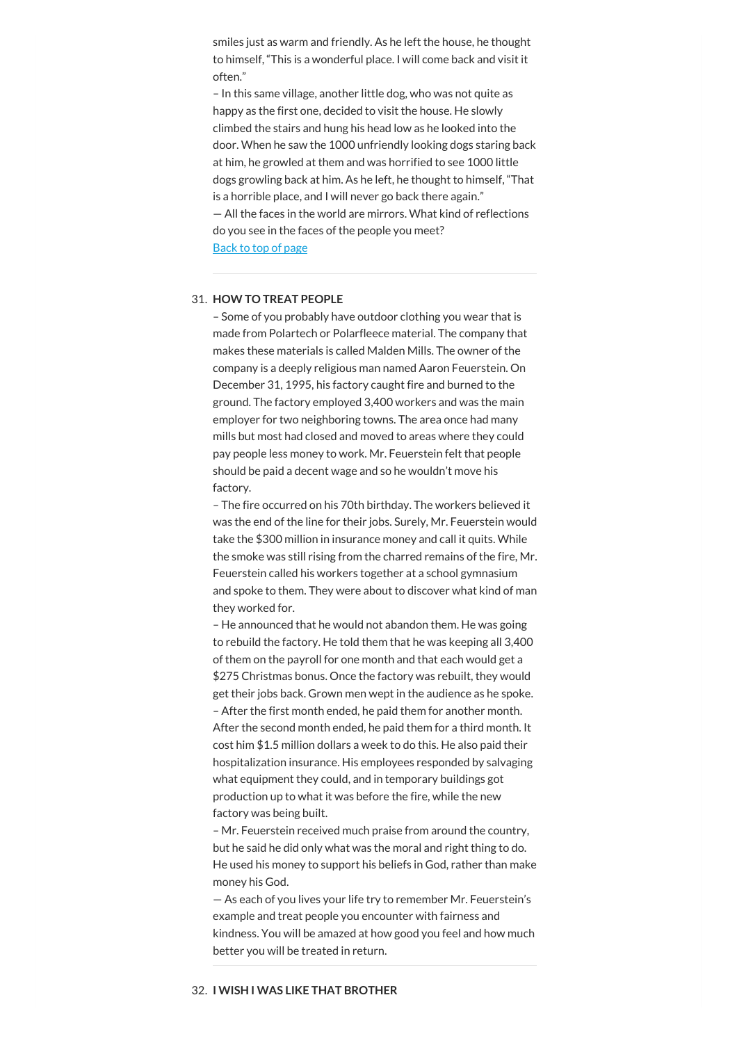smiles just as warm and friendly. As he left the house, he thought to himself, "This is a wonderful place. I will come back and visit it often."

– In this same village, another little dog, who was not quite as happy as the first one, decided to visit the house. He slowly climbed the stairs and hung his head low as he looked into the door. When he saw the 1000 unfriendly looking dogs staring back at him, he growled at them and was horrified to see 1000 little dogs growling back at him. As he left, he thought to himself, "That is a horrible place, and I will never go back there again."

— All the faces in the world are mirrors. What kind of reflections do you see in the faces of the people you meet?

[Back to top of page]

---

31. **HOW TO TREAT PEOPLE**

– Some of you probably have outdoor clothing you wear that is made from Polartech or Polarfleece material. The company that makes these materials is called Malden Mills. The owner of the company is a deeply religious man named Aaron Feuerstein. On December 31, 1995, his factory caught fire and burned to the ground. The factory employed 3,400 workers and was the main employer for two neighboring towns. The area once had many mills but most had closed and moved to areas where they could pay people less money to work. Mr. Feuerstein felt that people should be paid a decent wage and so he wouldn't move his factory.

– The fire occurred on his 70th birthday. The workers believed it was the end of the line for their jobs. Surely, Mr. Feuerstein would take the $300 million in insurance money and call it quits. While the smoke was still rising from the charred remains of the fire, Mr. Feuerstein called his workers together at a school gymnasium and spoke to them. They were about to discover what kind of man they worked for.

– He announced that he would not abandon them. He was going to rebuild the factory. He told them that he was keeping all 3,400 of them on the payroll for one month and that each would get a $275 Christmas bonus. Once the factory was rebuilt, they would get their jobs back. Grown men wept in the audience as he spoke.

– After the first month ended, he paid them for another month. After the second month ended, he paid them for a third month. It cost him $1.5 million dollars a week to do this. He also paid their hospitalization insurance. His employees responded by salvaging what equipment they could, and in temporary buildings got production up to what it was before the fire, while the new factory was being built.

– Mr. Feuerstein received much praise from around the country, but he said he did only what was the moral and right thing to do. He used his money to support his beliefs in God, rather than make money his God.

— As each of you lives your life try to remember Mr. Feuerstein's example and treat people you encounter with fairness and kindness. You will be amazed at how good you feel and how much better you will be treated in return.

---

32. **I WISH I WAS LIKE THAT BROTHER**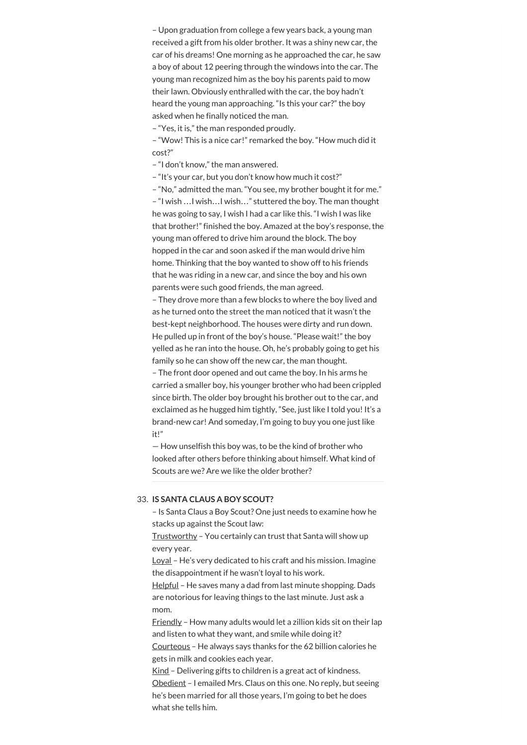– Upon graduation from college a few years back, a young man received a gift from his older brother. It was a shiny new car, the car of his dreams! One morning as he approached the car, he saw a boy of about 12 peering through the windows into the car. The young man recognized him as the boy his parents paid to mow their lawn. Obviously enthralled with the car, the boy hadn't heard the young man approaching. "Is this your car?" the boy asked when he finally noticed the man.

– "Yes, it is," the man responded proudly.

– "Wow! This is a nice car!" remarked the boy. "How much did it cost?"

– "I don't know," the man answered.

– "It's your car, but you don't know how much it cost?"

– "No," admitted the man. "You see, my brother bought it for me."

– "I wish …I wish…I wish…" stuttered the boy. The man thought he was going to say, I wish I had a car like this. "I wish I was like that brother!" finished the boy. Amazed at the boy's response, the young man offered to drive him around the block. The boy hopped in the car and soon asked if the man would drive him home. Thinking that the boy wanted to show off to his friends that he was riding in a new car, and since the boy and his own parents were such good friends, the man agreed.

– They drove more than a few blocks to where the boy lived and as he turned onto the street the man noticed that it wasn't the best-kept neighborhood. The houses were dirty and run down. He pulled up in front of the boy's house. "Please wait!" the boy yelled as he ran into the house. Oh, he's probably going to get his family so he can show off the new car, the man thought.

– The front door opened and out came the boy. In his arms he carried a smaller boy, his younger brother who had been crippled since birth. The older boy brought his brother out to the car, and exclaimed as he hugged him tightly, "See, just like I told you! It's a brand-new car! And someday, I'm going to buy you one just like it!"

— How unselfish this boy was, to be the kind of brother who looked after others before thinking about himself. What kind of Scouts are we? Are we like the older brother?

---

33. **IS SANTA CLAUS A BOY SCOUT?**

– Is Santa Claus a Boy Scout? One just needs to examine how he stacks up against the Scout law:

Trustworthy – You certainly can trust that Santa will show up every year.

Loyal – He's very dedicated to his craft and his mission. Imagine the disappointment if he wasn't loyal to his work.

Helpful – He saves many a dad from last minute shopping. Dads are notorious for leaving things to the last minute. Just ask a mom.

Friendly – How many adults would let a zillion kids sit on their lap and listen to what they want, and smile while doing it?

Courteous – He always says thanks for the 62 billion calories he gets in milk and cookies each year.

Kind – Delivering gifts to children is a great act of kindness.

Obedient – I emailed Mrs. Claus on this one. No reply, but seeing he's been married for all those years, I'm going to bet he does what she tells him.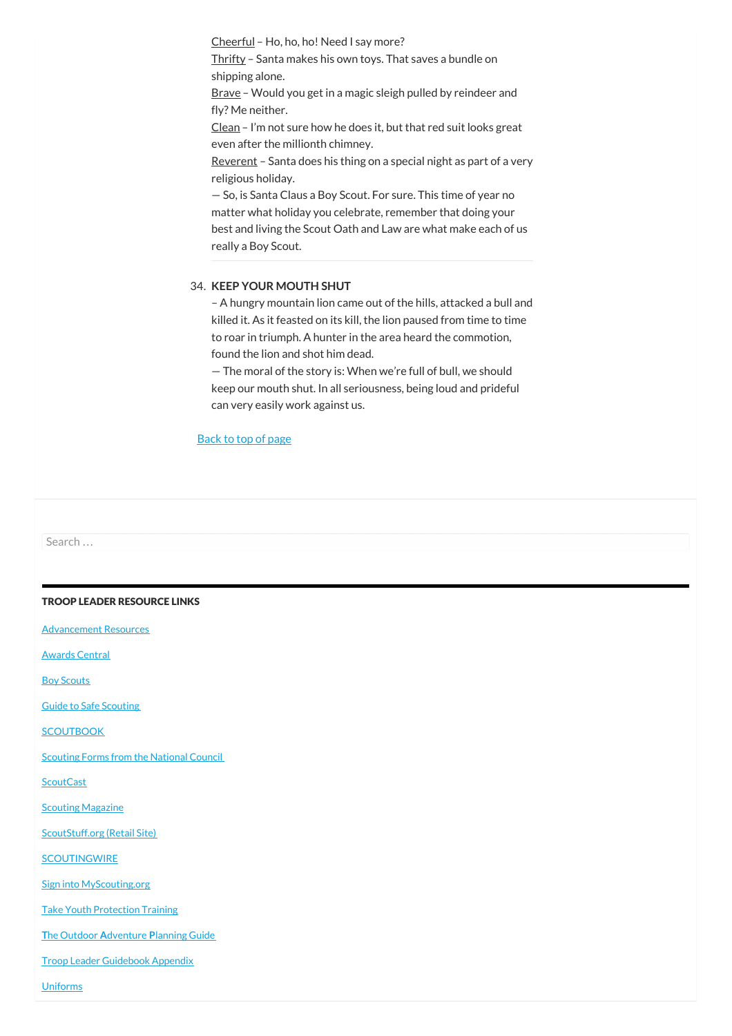Cheerful – Ho, ho, ho! Need I say more?
Thrifty – Santa makes his own toys. That saves a bundle on shipping alone.
Brave – Would you get in a magic sleigh pulled by reindeer and fly? Me neither.
Clean – I'm not sure how he does it, but that red suit looks great even after the millionth chimney.
Reverent – Santa does his thing on a special night as part of a very religious holiday.
— So, is Santa Claus a Boy Scout. For sure. This time of year no matter what holiday you celebrate, remember that doing your best and living the Scout Oath and Law are what make each of us really a Boy Scout.

34. **KEEP YOUR MOUTH SHUT**
– A hungry mountain lion came out of the hills, attacked a bull and killed it. As it feasted on its kill, the lion paused from time to time to roar in triumph. A hunter in the area heard the commotion, found the lion and shot him dead.
— The moral of the story is: When we're full of bull, we should keep our mouth shut. In all seriousness, being loud and prideful can very easily work against us.

Back to top of page

Search …

**TROOP LEADER RESOURCE LINKS**

Advancement Resources

Awards Central

Boy Scouts

Guide to Safe Scouting

SCOUTBOOK

Scouting Forms from the National Council

ScoutCast

Scouting Magazine

ScoutStuff.org (Retail Site)

SCOUTINGWIRE

Sign into MyScouting.org

Take Youth Protection Training

The Outdoor Adventure Planning Guide

Troop Leader Guidebook Appendix

Uniforms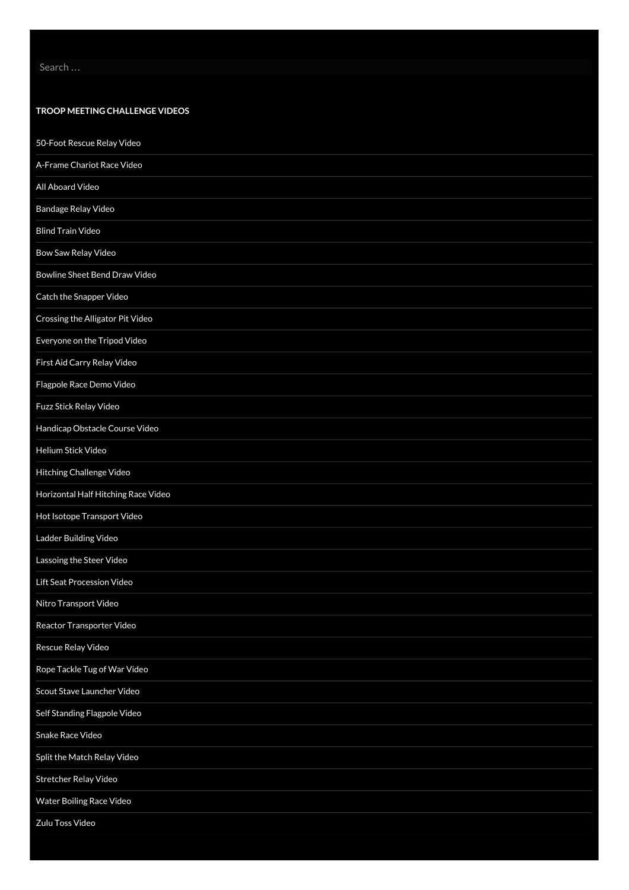Search …

#### TROOP MEETING CHALLENGE VIDEOS

- 50-Foot Rescue Relay Video
- A-Frame Chariot Race Video
- All Aboard Video
- Bandage Relay Video
- Blind Train Video
- Bow Saw Relay Video
- Bowline Sheet Bend Draw Video
- Catch the Snapper Video
- Crossing the Alligator Pit Video
- Everyone on the Tripod Video
- First Aid Carry Relay Video
- Flagpole Race Demo Video
- Fuzz Stick Relay Video
- Handicap Obstacle Course Video
- Helium Stick Video
- Hitching Challenge Video
- Horizontal Half Hitching Race Video
- Hot Isotope Transport Video
- Ladder Building Video
- Lassoing the Steer Video
- Lift Seat Procession Video
- Nitro Transport Video
- Reactor Transporter Video
- Rescue Relay Video
- Rope Tackle Tug of War Video
- Scout Stave Launcher Video
- Self Standing Flagpole Video
- Snake Race Video
- Split the Match Relay Video
- Stretcher Relay Video
- Water Boiling Race Video
- Zulu Toss Video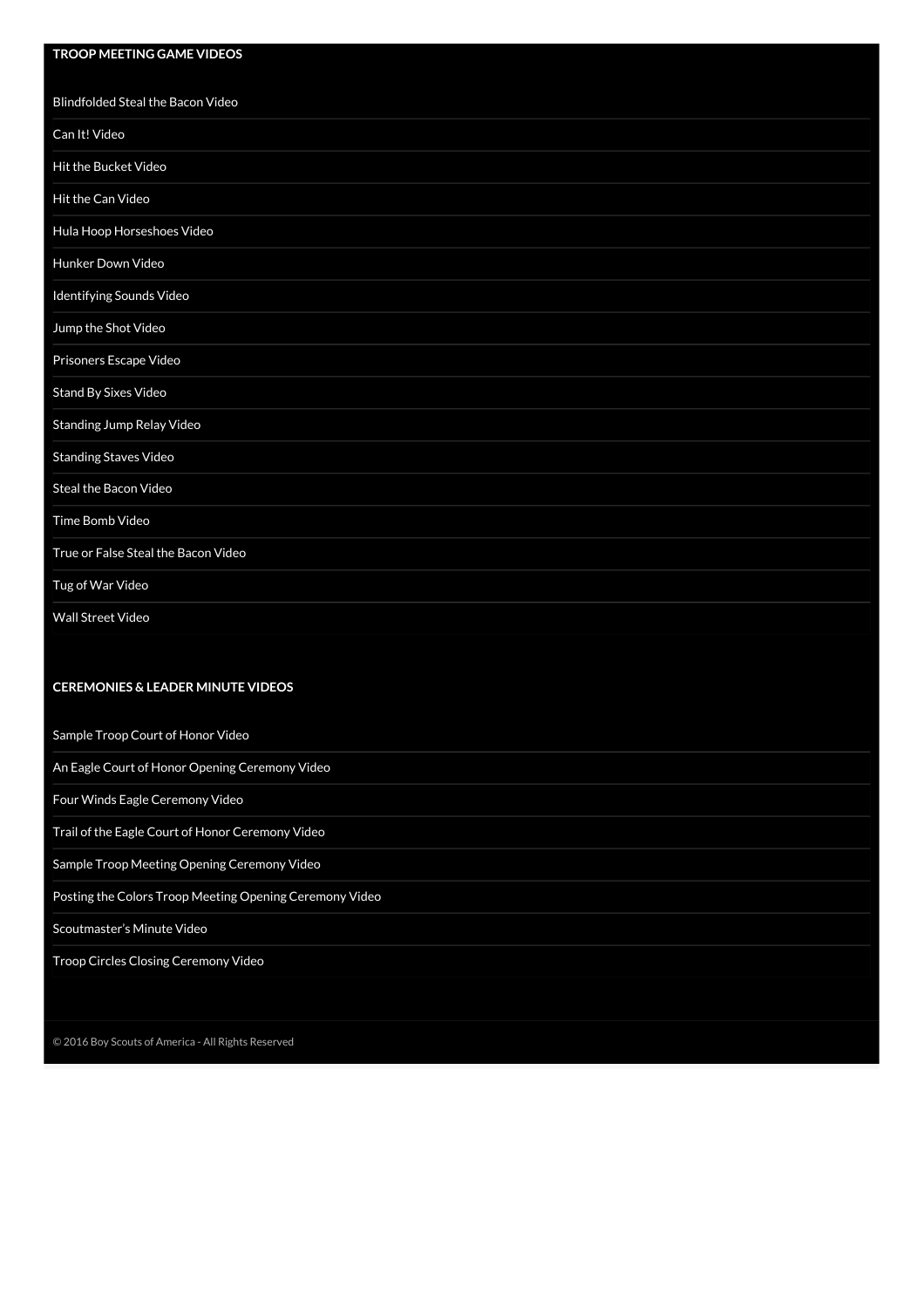### TROOP MEETING GAME VIDEOS

- Blindfolded Steal the Bacon Video
- Can It! Video
- Hit the Bucket Video
- Hit the Can Video
- Hula Hoop Horseshoes Video
- Hunker Down Video
- Identifying Sounds Video
- Jump the Shot Video
- Prisoners Escape Video
- Stand By Sixes Video
- Standing Jump Relay Video
- Standing Staves Video
- Steal the Bacon Video
- Time Bomb Video
- True or False Steal the Bacon Video
- Tug of War Video
- Wall Street Video

### CEREMONIES & LEADER MINUTE VIDEOS

- Sample Troop Court of Honor Video
- An Eagle Court of Honor Opening Ceremony Video
- Four Winds Eagle Ceremony Video
- Trail of the Eagle Court of Honor Ceremony Video
- Sample Troop Meeting Opening Ceremony Video
- Posting the Colors Troop Meeting Opening Ceremony Video
- Scoutmaster's Minute Video
- Troop Circles Closing Ceremony Video

© 2016 Boy Scouts of America - All Rights Reserved